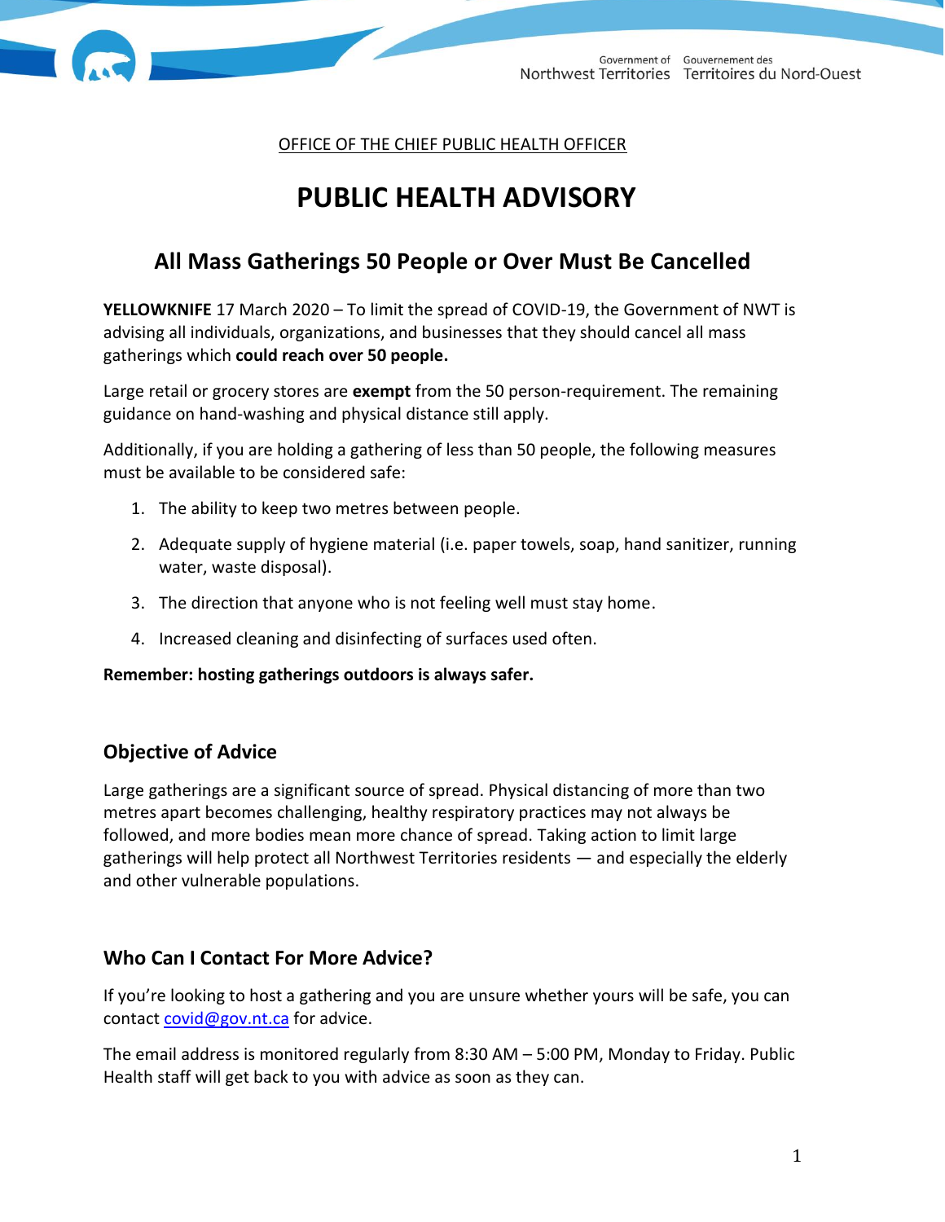Government of Northwest Territories | Gouvernement des Territoires du Nord-Ouest

OFFICE OF THE CHIEF PUBLIC HEALTH OFFICER

# PUBLIC HEALTH ADVISORY

## All Mass Gatherings 50 People or Over Must Be Cancelled

**YELLOWKNIFE** 17 March 2020 – To limit the spread of COVID-19, the Government of NWT is advising all individuals, organizations, and businesses that they should cancel all mass gatherings which **could reach over 50 people.**

Large retail or grocery stores are **exempt** from the 50 person-requirement. The remaining guidance on hand-washing and physical distance still apply.

Additionally, if you are holding a gathering of less than 50 people, the following measures must be available to be considered safe:

1. The ability to keep two metres between people.
2. Adequate supply of hygiene material (i.e. paper towels, soap, hand sanitizer, running water, waste disposal).
3. The direction that anyone who is not feeling well must stay home.
4. Increased cleaning and disinfecting of surfaces used often.

**Remember: hosting gatherings outdoors is always safer.**

### Objective of Advice

Large gatherings are a significant source of spread. Physical distancing of more than two metres apart becomes challenging, healthy respiratory practices may not always be followed, and more bodies mean more chance of spread. Taking action to limit large gatherings will help protect all Northwest Territories residents — and especially the elderly and other vulnerable populations.

### Who Can I Contact For More Advice?

If you're looking to host a gathering and you are unsure whether yours will be safe, you can contact covid@gov.nt.ca for advice.

The email address is monitored regularly from 8:30 AM – 5:00 PM, Monday to Friday. Public Health staff will get back to you with advice as soon as they can.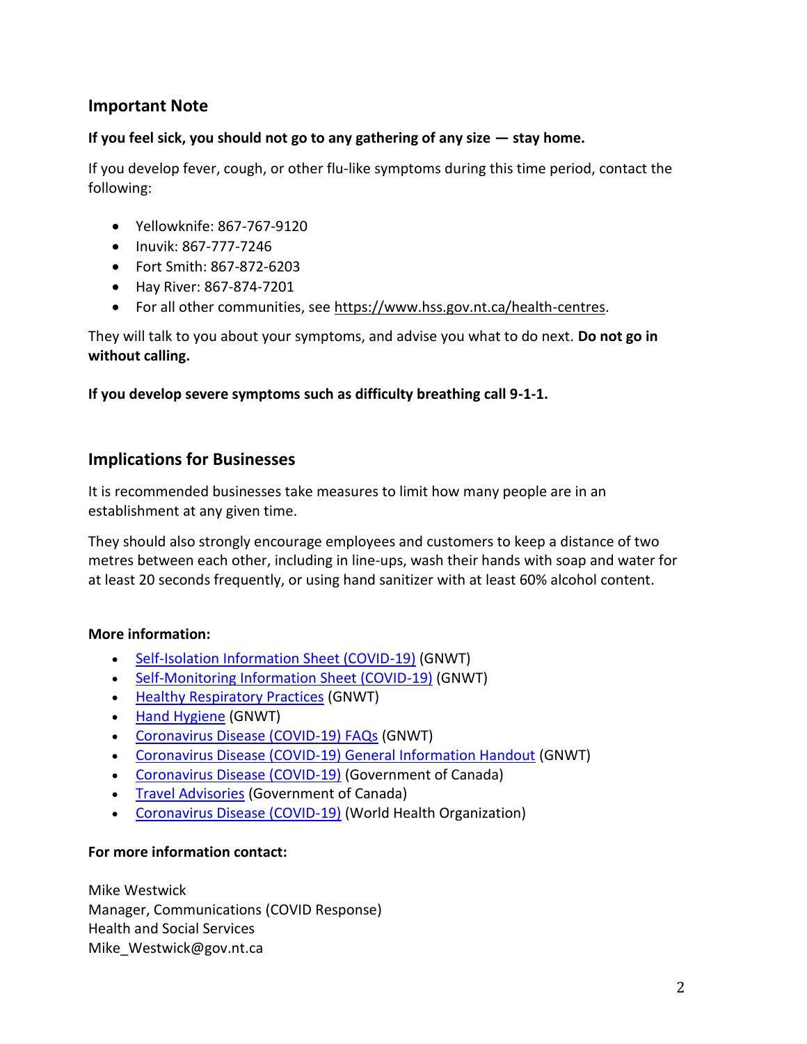## Important Note

**If you feel sick, you should not go to any gathering of any size — stay home.**

If you develop fever, cough, or other flu-like symptoms during this time period, contact the following:

- Yellowknife: 867-767-9120
- Inuvik: 867-777-7246
- Fort Smith: 867-872-6203
- Hay River: 867-874-7201
- For all other communities, see https://www.hss.gov.nt.ca/health-centres.

They will talk to you about your symptoms, and advise you what to do next. **Do not go in without calling.**

**If you develop severe symptoms such as difficulty breathing call 9-1-1.**

## Implications for Businesses

It is recommended businesses take measures to limit how many people are in an establishment at any given time.

They should also strongly encourage employees and customers to keep a distance of two metres between each other, including in line-ups, wash their hands with soap and water for at least 20 seconds frequently, or using hand sanitizer with at least 60% alcohol content.

**More information:**

- Self-Isolation Information Sheet (COVID-19) (GNWT)
- Self-Monitoring Information Sheet (COVID-19) (GNWT)
- Healthy Respiratory Practices (GNWT)
- Hand Hygiene (GNWT)
- Coronavirus Disease (COVID-19) FAQs (GNWT)
- Coronavirus Disease (COVID-19) General Information Handout (GNWT)
- Coronavirus Disease (COVID-19) (Government of Canada)
- Travel Advisories (Government of Canada)
- Coronavirus Disease (COVID-19) (World Health Organization)

**For more information contact:**

Mike Westwick
Manager, Communications (COVID Response)
Health and Social Services
Mike_Westwick@gov.nt.ca